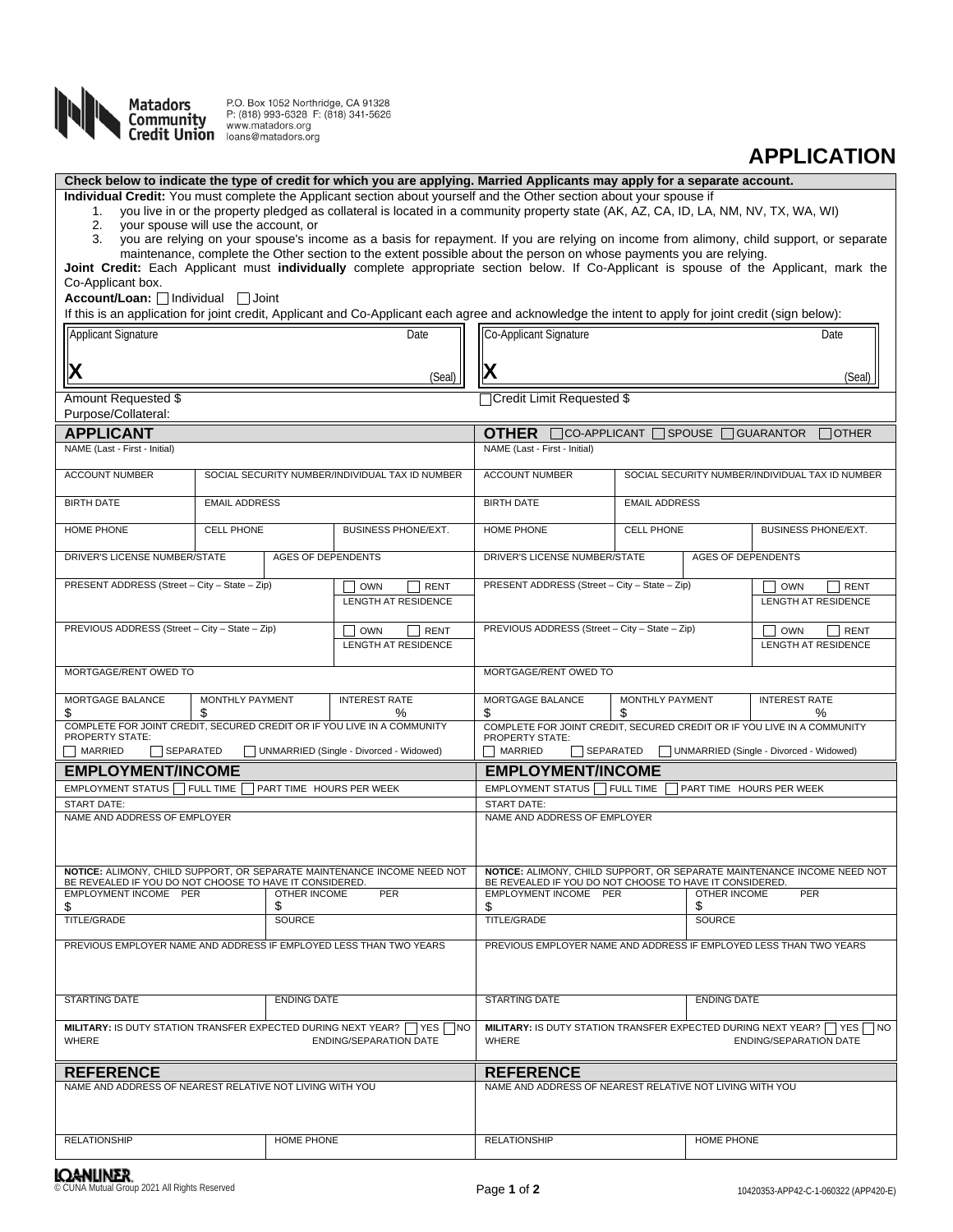**Matadors Community Credit Union**
P.O. Box 1052 Northridge, CA 91328
P: (818) 993-6328 F: (818) 341-5626
www.matadors.org
loans@matadors.org

# APPLICATION

**Check below to indicate the type of credit for which you are applying. Married Applicants may apply for a separate account.**

**Individual Credit:** You must complete the Applicant section about yourself and the Other section about your spouse if

1. you live in or the property pledged as collateral is located in a community property state (AK, AZ, CA, ID, LA, NM, NV, TX, WA, WI)
2. your spouse will use the account, or
3. you are relying on your spouse's income as a basis for repayment. If you are relying on income from alimony, child support, or separate maintenance, complete the Other section to the extent possible about the person on whose payments you are relying.

**Joint Credit:** Each Applicant must **individually** complete appropriate section below. If Co-Applicant is spouse of the Applicant, mark the Co-Applicant box.

**Account/Loan:** ☐ Individual ☐ Joint

If this is an application for joint credit, Applicant and Co-Applicant each agree and acknowledge the intent to apply for joint credit (sign below):

| Applicant Signature | Date | Co-Applicant Signature | Date |
|---|---|---|---|
| X | (Seal) | X | (Seal) |

Amount Requested $ ☐ Credit Limit Requested $

Purpose/Collateral:

## APPLICANT

| | | |
|---|---|---|
| NAME (Last - First - Initial) | | |
| ACCOUNT NUMBER | SOCIAL SECURITY NUMBER/INDIVIDUAL TAX ID NUMBER | |
| BIRTH DATE | EMAIL ADDRESS | |
| HOME PHONE | CELL PHONE | BUSINESS PHONE/EXT. |
| DRIVER'S LICENSE NUMBER/STATE | AGES OF DEPENDENTS | |
| PRESENT ADDRESS (Street – City – State – Zip) | ☐ OWN ☐ RENT LENGTH AT RESIDENCE | |
| PREVIOUS ADDRESS (Street – City – State – Zip) | ☐ OWN ☐ RENT LENGTH AT RESIDENCE | |
| MORTGAGE/RENT OWED TO | | |
| MORTGAGE BALANCE $ | MONTHLY PAYMENT $ | INTEREST RATE % |

COMPLETE FOR JOINT CREDIT, SECURED CREDIT OR IF YOU LIVE IN A COMMUNITY PROPERTY STATE:
☐ MARRIED ☐ SEPARATED ☐ UNMARRIED (Single - Divorced - Widowed)

## OTHER ☐ CO-APPLICANT ☐ SPOUSE ☐ GUARANTOR ☐ OTHER

| | | |
|---|---|---|
| NAME (Last - First - Initial) | | |
| ACCOUNT NUMBER | SOCIAL SECURITY NUMBER/INDIVIDUAL TAX ID NUMBER | |
| BIRTH DATE | EMAIL ADDRESS | |
| HOME PHONE | CELL PHONE | BUSINESS PHONE/EXT. |
| DRIVER'S LICENSE NUMBER/STATE | AGES OF DEPENDENTS | |
| PRESENT ADDRESS (Street – City – State – Zip) | ☐ OWN ☐ RENT LENGTH AT RESIDENCE | |
| PREVIOUS ADDRESS (Street – City – State – Zip) | ☐ OWN ☐ RENT LENGTH AT RESIDENCE | |
| MORTGAGE/RENT OWED TO | | |
| MORTGAGE BALANCE $ | MONTHLY PAYMENT $ | INTEREST RATE % |

COMPLETE FOR JOINT CREDIT, SECURED CREDIT OR IF YOU LIVE IN A COMMUNITY PROPERTY STATE:
☐ MARRIED ☐ SEPARATED ☐ UNMARRIED (Single - Divorced - Widowed)

## EMPLOYMENT/INCOME (Applicant)

EMPLOYMENT STATUS ☐ FULL TIME ☐ PART TIME HOURS PER WEEK

START DATE:

NAME AND ADDRESS OF EMPLOYER

**NOTICE:** ALIMONY, CHILD SUPPORT, OR SEPARATE MAINTENANCE INCOME NEED NOT BE REVEALED IF YOU DO NOT CHOOSE TO HAVE IT CONSIDERED.

| | |
|---|---|
| EMPLOYMENT INCOME PER $ | OTHER INCOME PER $ |
| TITLE/GRADE | SOURCE |

PREVIOUS EMPLOYER NAME AND ADDRESS IF EMPLOYED LESS THAN TWO YEARS

| | |
|---|---|
| STARTING DATE | ENDING DATE |

**MILITARY:** IS DUTY STATION TRANSFER EXPECTED DURING NEXT YEAR? ☐ YES ☐ NO
WHERE ENDING/SEPARATION DATE

## EMPLOYMENT/INCOME (Other)

EMPLOYMENT STATUS ☐ FULL TIME ☐ PART TIME HOURS PER WEEK

START DATE:

NAME AND ADDRESS OF EMPLOYER

**NOTICE:** ALIMONY, CHILD SUPPORT, OR SEPARATE MAINTENANCE INCOME NEED NOT BE REVEALED IF YOU DO NOT CHOOSE TO HAVE IT CONSIDERED.

| | |
|---|---|
| EMPLOYMENT INCOME PER $ | OTHER INCOME PER $ |
| TITLE/GRADE | SOURCE |

PREVIOUS EMPLOYER NAME AND ADDRESS IF EMPLOYED LESS THAN TWO YEARS

| | |
|---|---|
| STARTING DATE | ENDING DATE |

**MILITARY:** IS DUTY STATION TRANSFER EXPECTED DURING NEXT YEAR? ☐ YES ☐ NO
WHERE ENDING/SEPARATION DATE

## REFERENCE (Applicant)

NAME AND ADDRESS OF NEAREST RELATIVE NOT LIVING WITH YOU

| | |
|---|---|
| RELATIONSHIP | HOME PHONE |

## REFERENCE (Other)

NAME AND ADDRESS OF NEAREST RELATIVE NOT LIVING WITH YOU

| | |
|---|---|
| RELATIONSHIP | HOME PHONE |

LOANLINER
© CUNA Mutual Group 2021 All Rights Reserved

10420353-APP42-C-1-060322 (APP420-E)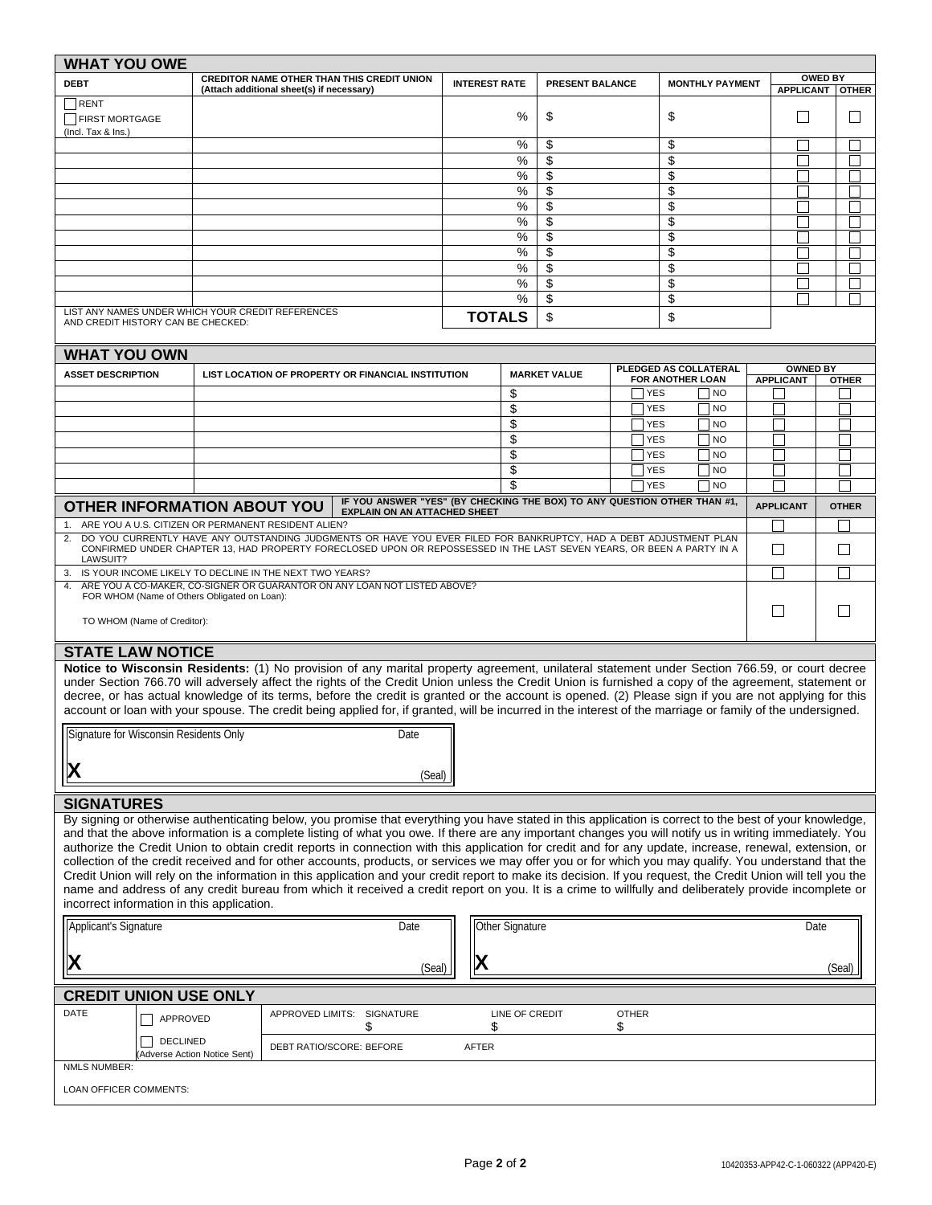## WHAT YOU OWE

| DEBT | CREDITOR NAME OTHER THAN THIS CREDIT UNION (Attach additional sheet(s) if necessary) | INTEREST RATE | PRESENT BALANCE | MONTHLY PAYMENT | OWED BY APPLICANT | OWED BY OTHER |
|---|---|---|---|---|---|---|
| ☐ RENT ☐ FIRST MORTGAGE (Incl. Tax & Ins.) | | % | $ | $ | ☐ | ☐ |
| | | % | $ | $ | ☐ | ☐ |
| | | % | $ | $ | ☐ | ☐ |
| | | % | $ | $ | ☐ | ☐ |
| | | % | $ | $ | ☐ | ☐ |
| | | % | $ | $ | ☐ | ☐ |
| | | % | $ | $ | ☐ | ☐ |
| | | % | $ | $ | ☐ | ☐ |
| | | % | $ | $ | ☐ | ☐ |
| | | % | $ | $ | ☐ | ☐ |
| | | % | $ | $ | ☐ | ☐ |
| | | % | $ | $ | ☐ | ☐ |
| LIST ANY NAMES UNDER WHICH YOUR CREDIT REFERENCES AND CREDIT HISTORY CAN BE CHECKED: | | **TOTALS** | $ | $ | | |

## WHAT YOU OWN

| ASSET DESCRIPTION | LIST LOCATION OF PROPERTY OR FINANCIAL INSTITUTION | MARKET VALUE | PLEDGED AS COLLATERAL FOR ANOTHER LOAN | OWNED BY APPLICANT | OWNED BY OTHER |
|---|---|---|---|---|---|
| | | $ | ☐ YES ☐ NO | ☐ | ☐ |
| | | $ | ☐ YES ☐ NO | ☐ | ☐ |
| | | $ | ☐ YES ☐ NO | ☐ | ☐ |
| | | $ | ☐ YES ☐ NO | ☐ | ☐ |
| | | $ | ☐ YES ☐ NO | ☐ | ☐ |
| | | $ | ☐ YES ☐ NO | ☐ | ☐ |
| | | $ | ☐ YES ☐ NO | ☐ | ☐ |

## OTHER INFORMATION ABOUT YOU

| IF YOU ANSWER "YES" (BY CHECKING THE BOX) TO ANY QUESTION OTHER THAN #1, EXPLAIN ON AN ATTACHED SHEET | APPLICANT | OTHER |
|---|---|---|
| 1. ARE YOU A U.S. CITIZEN OR PERMANENT RESIDENT ALIEN? | ☐ | ☐ |
| 2. DO YOU CURRENTLY HAVE ANY OUTSTANDING JUDGMENTS OR HAVE YOU EVER FILED FOR BANKRUPTCY, HAD A DEBT ADJUSTMENT PLAN CONFIRMED UNDER CHAPTER 13, HAD PROPERTY FORECLOSED UPON OR REPOSSESSED IN THE LAST SEVEN YEARS, OR BEEN A PARTY IN A LAWSUIT? | ☐ | ☐ |
| 3. IS YOUR INCOME LIKELY TO DECLINE IN THE NEXT TWO YEARS? | ☐ | ☐ |
| 4. ARE YOU A CO-MAKER, CO-SIGNER OR GUARANTOR ON ANY LOAN NOT LISTED ABOVE? FOR WHOM (Name of Others Obligated on Loan): TO WHOM (Name of Creditor): | ☐ | ☐ |

## STATE LAW NOTICE

**Notice to Wisconsin Residents:** (1) No provision of any marital property agreement, unilateral statement under Section 766.59, or court decree under Section 766.70 will adversely affect the rights of the Credit Union unless the Credit Union is furnished a copy of the agreement, statement or decree, or has actual knowledge of its terms, before the credit is granted or the account is opened. (2) Please sign if you are not applying for this account or loan with your spouse. The credit being applied for, if granted, will be incurred in the interest of the marriage or family of the undersigned.

Signature for Wisconsin Residents Only Date

X (Seal)

## SIGNATURES

By signing or otherwise authenticating below, you promise that everything you have stated in this application is correct to the best of your knowledge, and that the above information is a complete listing of what you owe. If there are any important changes you will notify us in writing immediately. You authorize the Credit Union to obtain credit reports in connection with this application for credit and for any update, increase, renewal, extension, or collection of the credit received and for other accounts, products, or services we may offer you or for which you may qualify. You understand that the Credit Union will rely on the information in this application and your credit report to make its decision. If you request, the Credit Union will tell you the name and address of any credit bureau from which it received a credit report on you. It is a crime to willfully and deliberately provide incomplete or incorrect information in this application.

Applicant's Signature Date

X (Seal)

Other Signature Date

X (Seal)

## CREDIT UNION USE ONLY

| DATE | | APPROVED LIMITS: SIGNATURE | LINE OF CREDIT | OTHER |
|---|---|---|---|---|
| | ☐ APPROVED | $ | $ | $ |
| | ☐ DECLINED (Adverse Action Notice Sent) | DEBT RATIO/SCORE: BEFORE | AFTER | |

NMLS NUMBER:

LOAN OFFICER COMMENTS:

10420353-APP42-C-1-060322 (APP420-E)